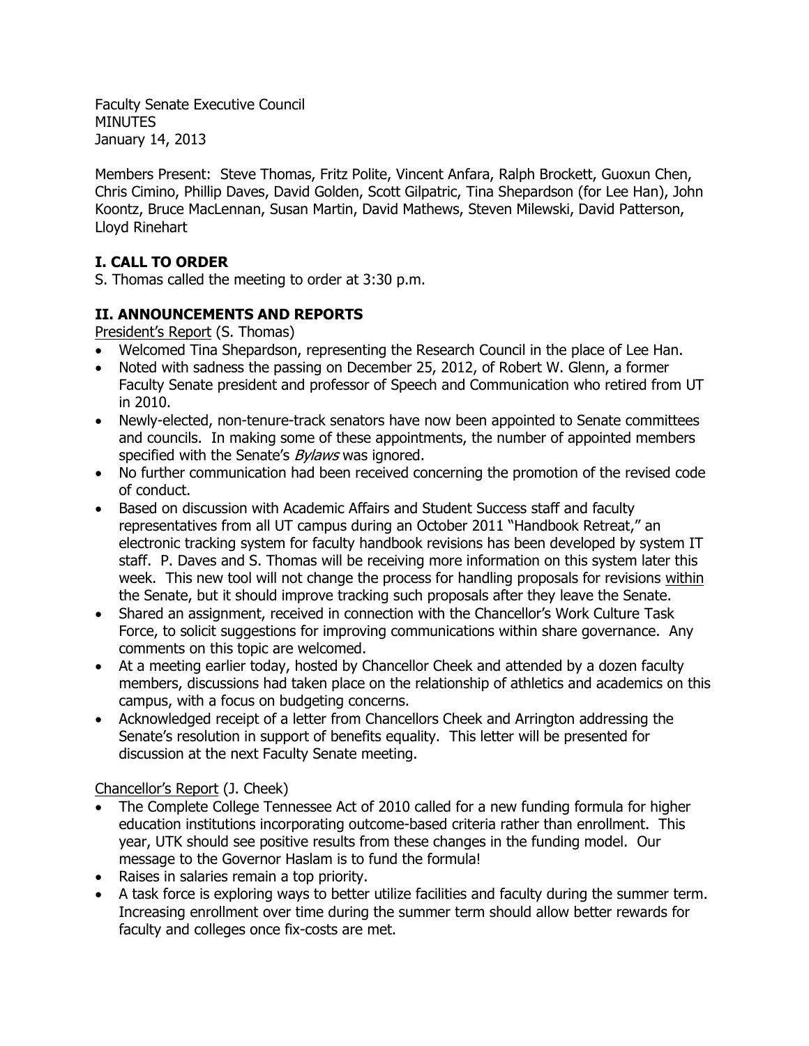Faculty Senate Executive Council
MINUTES
January 14, 2013

Members Present: Steve Thomas, Fritz Polite, Vincent Anfara, Ralph Brockett, Guoxun Chen, Chris Cimino, Phillip Daves, David Golden, Scott Gilpatric, Tina Shepardson (for Lee Han), John Koontz, Bruce MacLennan, Susan Martin, David Mathews, Steven Milewski, David Patterson, Lloyd Rinehart

## I. CALL TO ORDER

S. Thomas called the meeting to order at 3:30 p.m.

## II. ANNOUNCEMENTS AND REPORTS

President's Report (S. Thomas)

- Welcomed Tina Shepardson, representing the Research Council in the place of Lee Han.
- Noted with sadness the passing on December 25, 2012, of Robert W. Glenn, a former Faculty Senate president and professor of Speech and Communication who retired from UT in 2010.
- Newly-elected, non-tenure-track senators have now been appointed to Senate committees and councils. In making some of these appointments, the number of appointed members specified with the Senate's *Bylaws* was ignored.
- No further communication had been received concerning the promotion of the revised code of conduct.
- Based on discussion with Academic Affairs and Student Success staff and faculty representatives from all UT campus during an October 2011 "Handbook Retreat," an electronic tracking system for faculty handbook revisions has been developed by system IT staff. P. Daves and S. Thomas will be receiving more information on this system later this week. This new tool will not change the process for handling proposals for revisions within the Senate, but it should improve tracking such proposals after they leave the Senate.
- Shared an assignment, received in connection with the Chancellor's Work Culture Task Force, to solicit suggestions for improving communications within share governance. Any comments on this topic are welcomed.
- At a meeting earlier today, hosted by Chancellor Cheek and attended by a dozen faculty members, discussions had taken place on the relationship of athletics and academics on this campus, with a focus on budgeting concerns.
- Acknowledged receipt of a letter from Chancellors Cheek and Arrington addressing the Senate's resolution in support of benefits equality. This letter will be presented for discussion at the next Faculty Senate meeting.

Chancellor's Report (J. Cheek)

- The Complete College Tennessee Act of 2010 called for a new funding formula for higher education institutions incorporating outcome-based criteria rather than enrollment. This year, UTK should see positive results from these changes in the funding model. Our message to the Governor Haslam is to fund the formula!
- Raises in salaries remain a top priority.
- A task force is exploring ways to better utilize facilities and faculty during the summer term. Increasing enrollment over time during the summer term should allow better rewards for faculty and colleges once fix-costs are met.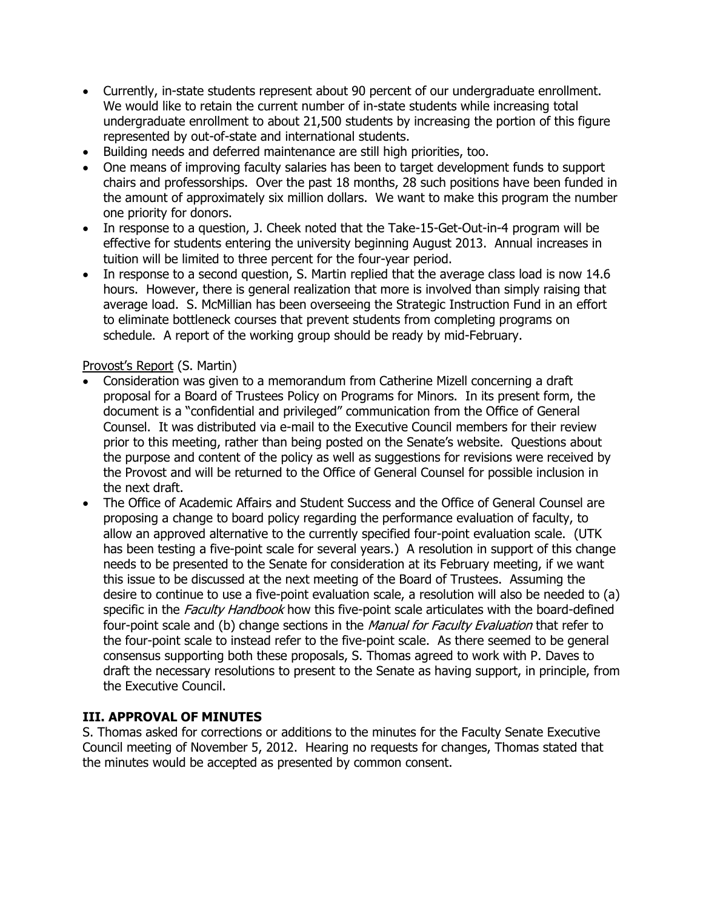- Currently, in-state students represent about 90 percent of our undergraduate enrollment. We would like to retain the current number of in-state students while increasing total undergraduate enrollment to about 21,500 students by increasing the portion of this figure represented by out-of-state and international students.
- Building needs and deferred maintenance are still high priorities, too.
- One means of improving faculty salaries has been to target development funds to support chairs and professorships. Over the past 18 months, 28 such positions have been funded in the amount of approximately six million dollars. We want to make this program the number one priority for donors.
- In response to a question, J. Cheek noted that the Take-15-Get-Out-in-4 program will be effective for students entering the university beginning August 2013. Annual increases in tuition will be limited to three percent for the four-year period.
- In response to a second question, S. Martin replied that the average class load is now 14.6 hours. However, there is general realization that more is involved than simply raising that average load. S. McMillian has been overseeing the Strategic Instruction Fund in an effort to eliminate bottleneck courses that prevent students from completing programs on schedule. A report of the working group should be ready by mid-February.

Provost's Report (S. Martin)

- Consideration was given to a memorandum from Catherine Mizell concerning a draft proposal for a Board of Trustees Policy on Programs for Minors. In its present form, the document is a "confidential and privileged" communication from the Office of General Counsel. It was distributed via e-mail to the Executive Council members for their review prior to this meeting, rather than being posted on the Senate's website. Questions about the purpose and content of the policy as well as suggestions for revisions were received by the Provost and will be returned to the Office of General Counsel for possible inclusion in the next draft.
- The Office of Academic Affairs and Student Success and the Office of General Counsel are proposing a change to board policy regarding the performance evaluation of faculty, to allow an approved alternative to the currently specified four-point evaluation scale. (UTK has been testing a five-point scale for several years.) A resolution in support of this change needs to be presented to the Senate for consideration at its February meeting, if we want this issue to be discussed at the next meeting of the Board of Trustees. Assuming the desire to continue to use a five-point evaluation scale, a resolution will also be needed to (a) specific in the *Faculty Handbook* how this five-point scale articulates with the board-defined four-point scale and (b) change sections in the *Manual for Faculty Evaluation* that refer to the four-point scale to instead refer to the five-point scale. As there seemed to be general consensus supporting both these proposals, S. Thomas agreed to work with P. Daves to draft the necessary resolutions to present to the Senate as having support, in principle, from the Executive Council.

## III. APPROVAL OF MINUTES

S. Thomas asked for corrections or additions to the minutes for the Faculty Senate Executive Council meeting of November 5, 2012. Hearing no requests for changes, Thomas stated that the minutes would be accepted as presented by common consent.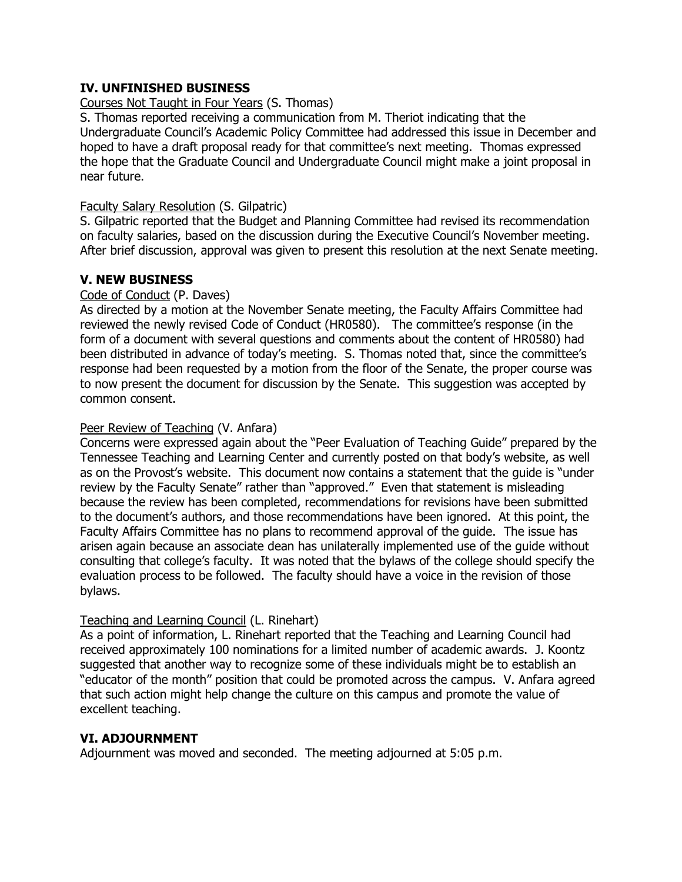## IV. UNFINISHED BUSINESS

Courses Not Taught in Four Years (S. Thomas)

S. Thomas reported receiving a communication from M. Theriot indicating that the Undergraduate Council's Academic Policy Committee had addressed this issue in December and hoped to have a draft proposal ready for that committee's next meeting. Thomas expressed the hope that the Graduate Council and Undergraduate Council might make a joint proposal in near future.

Faculty Salary Resolution (S. Gilpatric)

S. Gilpatric reported that the Budget and Planning Committee had revised its recommendation on faculty salaries, based on the discussion during the Executive Council's November meeting. After brief discussion, approval was given to present this resolution at the next Senate meeting.

## V. NEW BUSINESS

Code of Conduct (P. Daves)

As directed by a motion at the November Senate meeting, the Faculty Affairs Committee had reviewed the newly revised Code of Conduct (HR0580). The committee's response (in the form of a document with several questions and comments about the content of HR0580) had been distributed in advance of today's meeting. S. Thomas noted that, since the committee's response had been requested by a motion from the floor of the Senate, the proper course was to now present the document for discussion by the Senate. This suggestion was accepted by common consent.

Peer Review of Teaching (V. Anfara)

Concerns were expressed again about the "Peer Evaluation of Teaching Guide" prepared by the Tennessee Teaching and Learning Center and currently posted on that body's website, as well as on the Provost's website. This document now contains a statement that the guide is "under review by the Faculty Senate" rather than "approved." Even that statement is misleading because the review has been completed, recommendations for revisions have been submitted to the document's authors, and those recommendations have been ignored. At this point, the Faculty Affairs Committee has no plans to recommend approval of the guide. The issue has arisen again because an associate dean has unilaterally implemented use of the guide without consulting that college's faculty. It was noted that the bylaws of the college should specify the evaluation process to be followed. The faculty should have a voice in the revision of those bylaws.

Teaching and Learning Council (L. Rinehart)

As a point of information, L. Rinehart reported that the Teaching and Learning Council had received approximately 100 nominations for a limited number of academic awards. J. Koontz suggested that another way to recognize some of these individuals might be to establish an "educator of the month" position that could be promoted across the campus. V. Anfara agreed that such action might help change the culture on this campus and promote the value of excellent teaching.

## VI. ADJOURNMENT

Adjournment was moved and seconded. The meeting adjourned at 5:05 p.m.